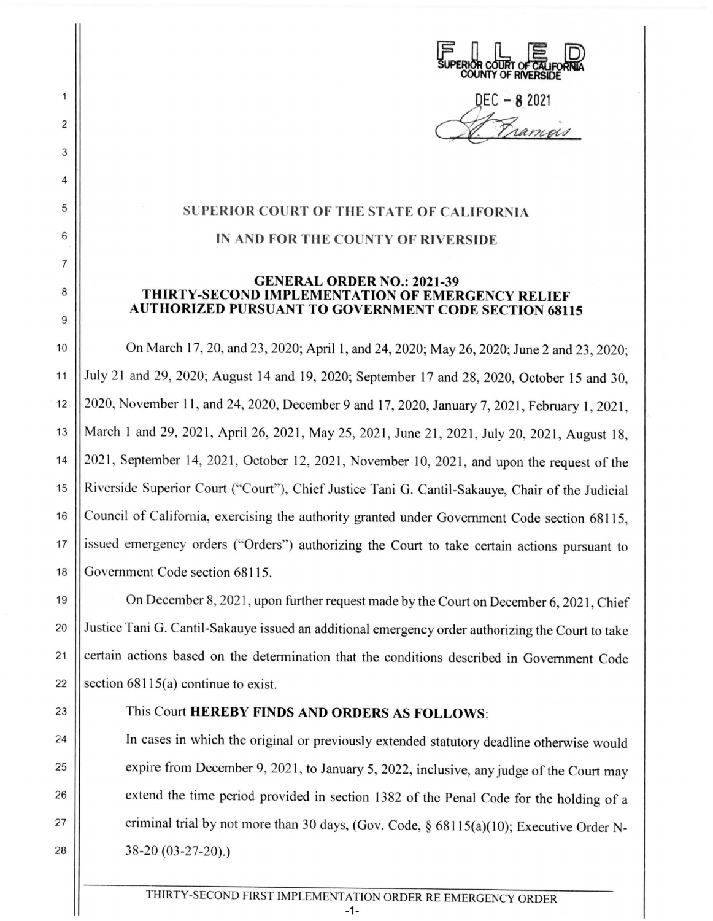FILED
SUPERIOR COURT OF CALIFORNIA
COUNTY OF RIVERSIDE

DEC - 8 2021

# SUPERIOR COURT OF THE STATE OF CALIFORNIA

# IN AND FOR THE COUNTY OF RIVERSIDE

## GENERAL ORDER NO.: 2021-39
## THIRTY-SECOND IMPLEMENTATION OF EMERGENCY RELIEF AUTHORIZED PURSUANT TO GOVERNMENT CODE SECTION 68115

On March 17, 20, and 23, 2020; April 1, and 24, 2020; May 26, 2020; June 2 and 23, 2020; July 21 and 29, 2020; August 14 and 19, 2020; September 17 and 28, 2020, October 15 and 30, 2020, November 11, and 24, 2020, December 9 and 17, 2020, January 7, 2021, February 1, 2021, March 1 and 29, 2021, April 26, 2021, May 25, 2021, June 21, 2021, July 20, 2021, August 18, 2021, September 14, 2021, October 12, 2021, November 10, 2021, and upon the request of the Riverside Superior Court ("Court"), Chief Justice Tani G. Cantil-Sakauye, Chair of the Judicial Council of California, exercising the authority granted under Government Code section 68115, issued emergency orders ("Orders") authorizing the Court to take certain actions pursuant to Government Code section 68115.

On December 8, 2021, upon further request made by the Court on December 6, 2021, Chief Justice Tani G. Cantil-Sakauye issued an additional emergency order authorizing the Court to take certain actions based on the determination that the conditions described in Government Code section 68115(a) continue to exist.

This Court **HEREBY FINDS AND ORDERS AS FOLLOWS**:

In cases in which the original or previously extended statutory deadline otherwise would expire from December 9, 2021, to January 5, 2022, inclusive, any judge of the Court may extend the time period provided in section 1382 of the Penal Code for the holding of a criminal trial by not more than 30 days, (Gov. Code, § 68115(a)(10); Executive Order N-38-20 (03-27-20).)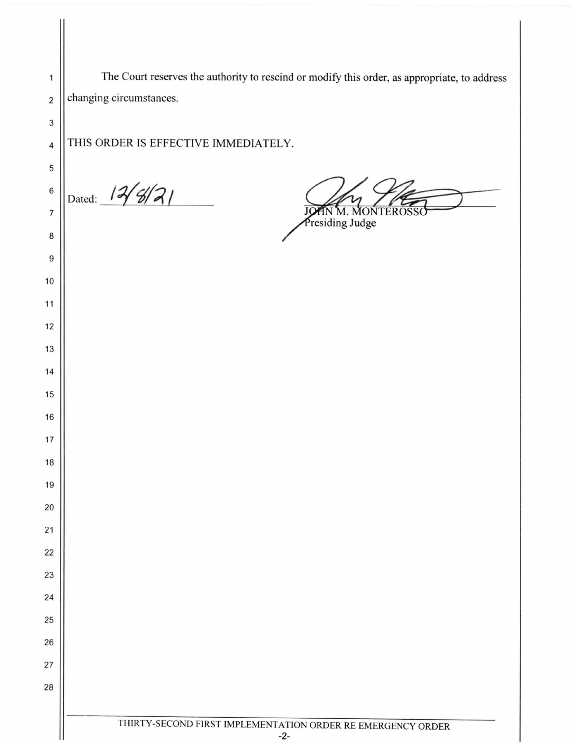The Court reserves the authority to rescind or modify this order, as appropriate, to address changing circumstances.

THIS ORDER IS EFFECTIVE IMMEDIATELY.

Dated: 12/8/21

JOHN M. MONTEROSSO
Presiding Judge

THIRTY-SECOND FIRST IMPLEMENTATION ORDER RE EMERGENCY ORDER